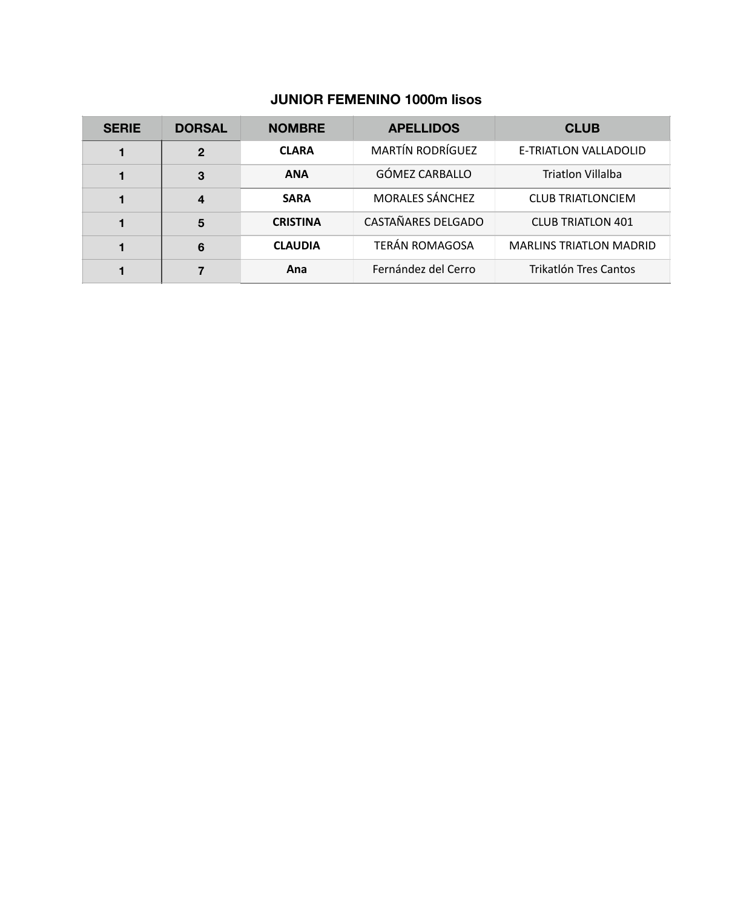## JUNIOR FEMENINO 1000m lisos

| SERIE | DORSAL | NOMBRE | APELLIDOS | CLUB |
|---|---|---|---|---|
| 1 | 2 | **CLARA** | MARTÍN RODRÍGUEZ | E-TRIATLON VALLADOLID |
| 1 | 3 | **ANA** | GÓMEZ CARBALLO | Triatlon Villalba |
| 1 | 4 | **SARA** | MORALES SÁNCHEZ | CLUB TRIATLONCIEM |
| 1 | 5 | **CRISTINA** | CASTAÑARES DELGADO | CLUB TRIATLON 401 |
| 1 | 6 | **CLAUDIA** | TERÁN ROMAGOSA | MARLINS TRIATLON MADRID |
| 1 | 7 | **Ana** | Fernández del Cerro | Trikatlón Tres Cantos |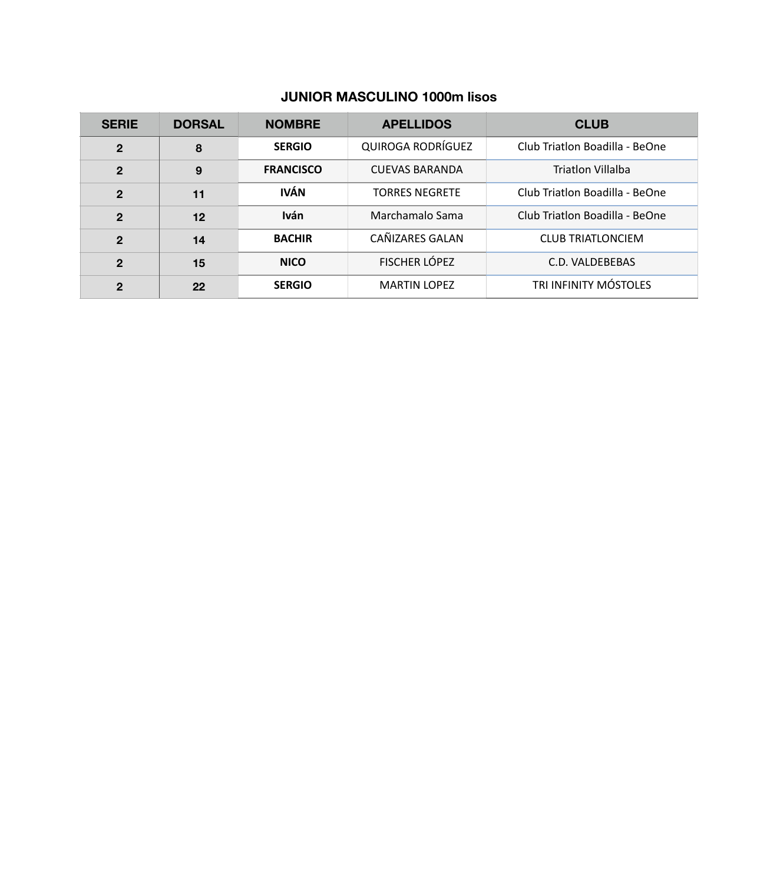### JUNIOR MASCULINO 1000m lisos

| SERIE | DORSAL | NOMBRE | APELLIDOS | CLUB |
|---|---|---|---|---|
| 2 | 8 | **SERGIO** | QUIROGA RODRÍGUEZ | Club Triatlon Boadilla - BeOne |
| 2 | 9 | **FRANCISCO** | CUEVAS BARANDA | Triatlon Villalba |
| 2 | 11 | **IVÁN** | TORRES NEGRETE | Club Triatlon Boadilla - BeOne |
| 2 | 12 | **Iván** | Marchamalo Sama | Club Triatlon Boadilla - BeOne |
| 2 | 14 | **BACHIR** | CAÑIZARES GALAN | CLUB TRIATLONCIEM |
| 2 | 15 | **NICO** | FISCHER LÓPEZ | C.D. VALDEBEBAS |
| 2 | 22 | **SERGIO** | MARTIN LOPEZ | TRI INFINITY MÓSTOLES |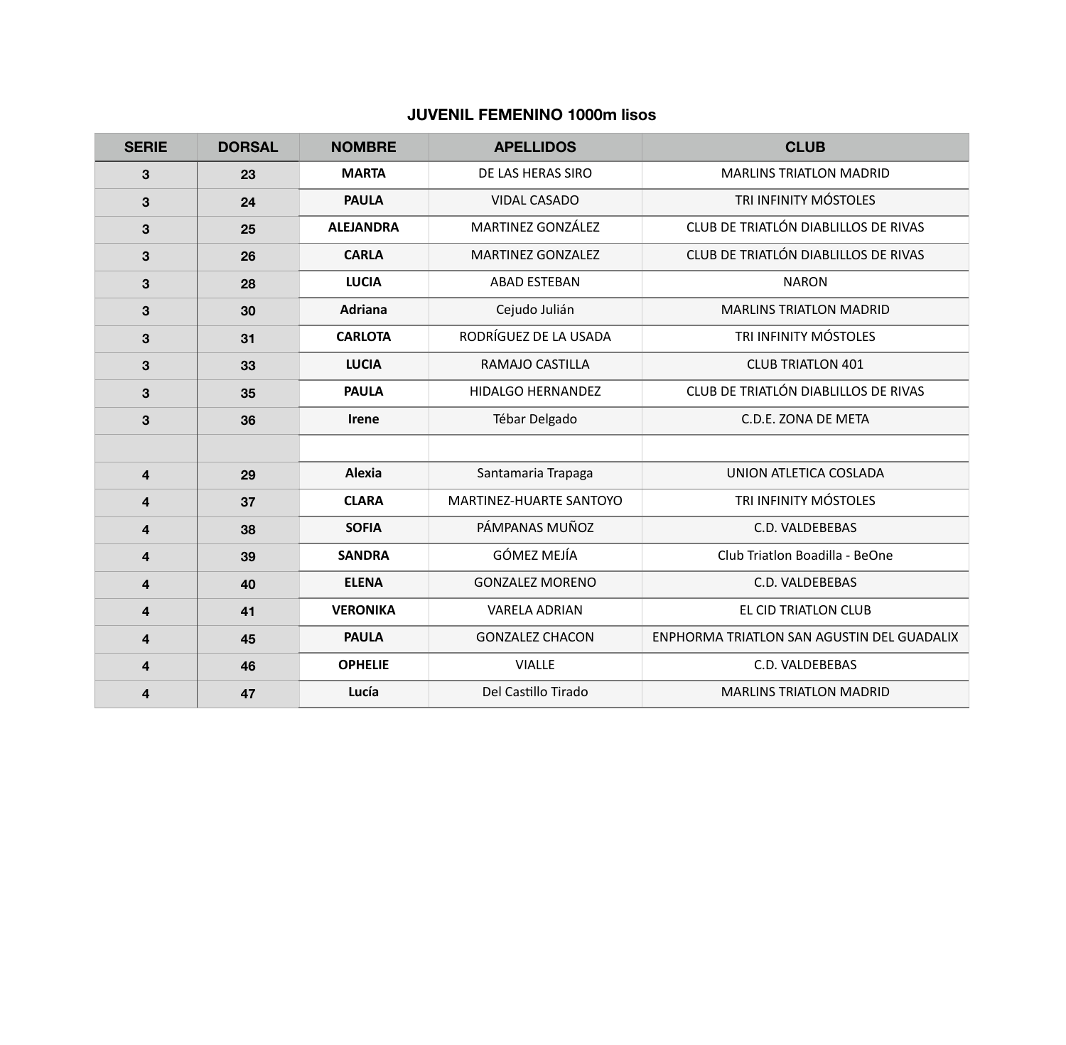### JUVENIL FEMENINO 1000m lisos

| SERIE | DORSAL | NOMBRE | APELLIDOS | CLUB |
|---|---|---|---|---|
| 3 | 23 | MARTA | DE LAS HERAS SIRO | MARLINS TRIATLON MADRID |
| 3 | 24 | PAULA | VIDAL CASADO | TRI INFINITY MÓSTOLES |
| 3 | 25 | ALEJANDRA | MARTINEZ GONZÁLEZ | CLUB DE TRIATLÓN DIABLILLOS DE RIVAS |
| 3 | 26 | CARLA | MARTINEZ GONZALEZ | CLUB DE TRIATLÓN DIABLILLOS DE RIVAS |
| 3 | 28 | LUCIA | ABAD ESTEBAN | NARON |
| 3 | 30 | Adriana | Cejudo Julián | MARLINS TRIATLON MADRID |
| 3 | 31 | CARLOTA | RODRÍGUEZ DE LA USADA | TRI INFINITY MÓSTOLES |
| 3 | 33 | LUCIA | RAMAJO CASTILLA | CLUB TRIATLON 401 |
| 3 | 35 | PAULA | HIDALGO HERNANDEZ | CLUB DE TRIATLÓN DIABLILLOS DE RIVAS |
| 3 | 36 | Irene | Tébar Delgado | C.D.E. ZONA DE META |
| | | | | |
| 4 | 29 | Alexia | Santamaria Trapaga | UNION ATLETICA COSLADA |
| 4 | 37 | CLARA | MARTINEZ-HUARTE SANTOYO | TRI INFINITY MÓSTOLES |
| 4 | 38 | SOFIA | PÁMPANAS MUÑOZ | C.D. VALDEBEBAS |
| 4 | 39 | SANDRA | GÓMEZ MEJÍA | Club Triatlon Boadilla - BeOne |
| 4 | 40 | ELENA | GONZALEZ MORENO | C.D. VALDEBEBAS |
| 4 | 41 | VERONIKA | VARELA ADRIAN | EL CID TRIATLON CLUB |
| 4 | 45 | PAULA | GONZALEZ CHACON | ENPHORMA TRIATLON SAN AGUSTIN DEL GUADALIX |
| 4 | 46 | OPHELIE | VIALLE | C.D. VALDEBEBAS |
| 4 | 47 | Lucía | Del Castillo Tirado | MARLINS TRIATLON MADRID |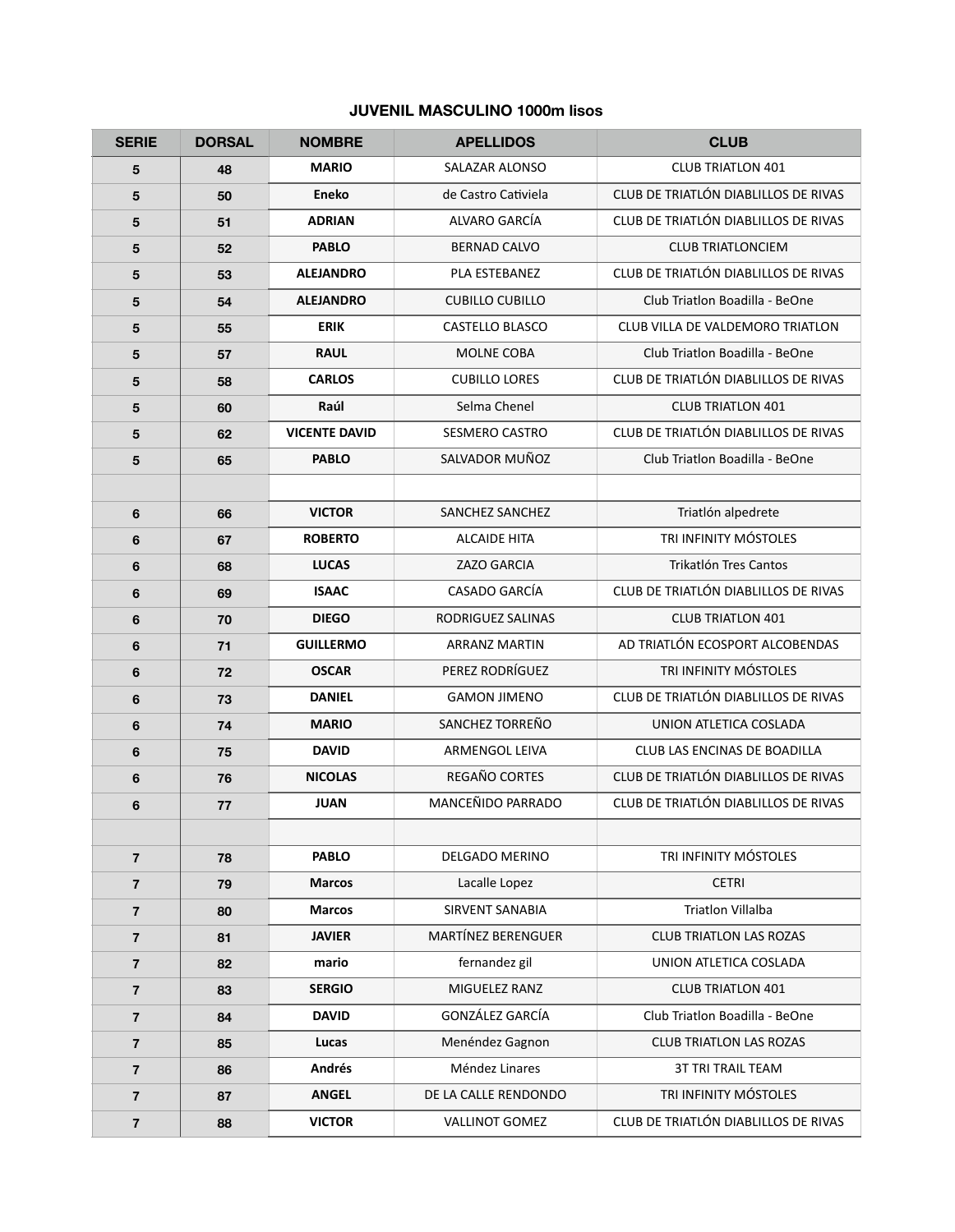## JUVENIL MASCULINO 1000m lisos

| SERIE | DORSAL | NOMBRE | APELLIDOS | CLUB |
|---|---|---|---|---|
| 5 | 48 | MARIO | SALAZAR ALONSO | CLUB TRIATLON 401 |
| 5 | 50 | Eneko | de Castro Cativiela | CLUB DE TRIATLÓN DIABLILLOS DE RIVAS |
| 5 | 51 | ADRIAN | ALVARO GARCÍA | CLUB DE TRIATLÓN DIABLILLOS DE RIVAS |
| 5 | 52 | PABLO | BERNAD CALVO | CLUB TRIATLONCIEM |
| 5 | 53 | ALEJANDRO | PLA ESTEBANEZ | CLUB DE TRIATLÓN DIABLILLOS DE RIVAS |
| 5 | 54 | ALEJANDRO | CUBILLO CUBILLO | Club Triatlon Boadilla - BeOne |
| 5 | 55 | ERIK | CASTELLO BLASCO | CLUB VILLA DE VALDEMORO TRIATLON |
| 5 | 57 | RAUL | MOLNE COBA | Club Triatlon Boadilla - BeOne |
| 5 | 58 | CARLOS | CUBILLO LORES | CLUB DE TRIATLÓN DIABLILLOS DE RIVAS |
| 5 | 60 | Raúl | Selma Chenel | CLUB TRIATLON 401 |
| 5 | 62 | VICENTE DAVID | SESMERO CASTRO | CLUB DE TRIATLÓN DIABLILLOS DE RIVAS |
| 5 | 65 | PABLO | SALVADOR MUÑOZ | Club Triatlon Boadilla - BeOne |
| | | | | |
| 6 | 66 | VICTOR | SANCHEZ SANCHEZ | Triatlón alpedrete |
| 6 | 67 | ROBERTO | ALCAIDE HITA | TRI INFINITY MÓSTOLES |
| 6 | 68 | LUCAS | ZAZO GARCIA | Trikatlón Tres Cantos |
| 6 | 69 | ISAAC | CASADO GARCÍA | CLUB DE TRIATLÓN DIABLILLOS DE RIVAS |
| 6 | 70 | DIEGO | RODRIGUEZ SALINAS | CLUB TRIATLON 401 |
| 6 | 71 | GUILLERMO | ARRANZ MARTIN | AD TRIATLÓN ECOSPORT ALCOBENDAS |
| 6 | 72 | OSCAR | PEREZ RODRÍGUEZ | TRI INFINITY MÓSTOLES |
| 6 | 73 | DANIEL | GAMON JIMENO | CLUB DE TRIATLÓN DIABLILLOS DE RIVAS |
| 6 | 74 | MARIO | SANCHEZ TORREÑO | UNION ATLETICA COSLADA |
| 6 | 75 | DAVID | ARMENGOL LEIVA | CLUB LAS ENCINAS DE BOADILLA |
| 6 | 76 | NICOLAS | REGAÑO CORTES | CLUB DE TRIATLÓN DIABLILLOS DE RIVAS |
| 6 | 77 | JUAN | MANCEÑIDO PARRADO | CLUB DE TRIATLÓN DIABLILLOS DE RIVAS |
| | | | | |
| 7 | 78 | PABLO | DELGADO MERINO | TRI INFINITY MÓSTOLES |
| 7 | 79 | Marcos | Lacalle Lopez | CETRI |
| 7 | 80 | Marcos | SIRVENT SANABIA | Triatlon Villalba |
| 7 | 81 | JAVIER | MARTÍNEZ BERENGUER | CLUB TRIATLON LAS ROZAS |
| 7 | 82 | mario | fernandez gil | UNION ATLETICA COSLADA |
| 7 | 83 | SERGIO | MIGUELEZ RANZ | CLUB TRIATLON 401 |
| 7 | 84 | DAVID | GONZÁLEZ GARCÍA | Club Triatlon Boadilla - BeOne |
| 7 | 85 | Lucas | Menéndez Gagnon | CLUB TRIATLON LAS ROZAS |
| 7 | 86 | Andrés | Méndez Linares | 3T TRI TRAIL TEAM |
| 7 | 87 | ANGEL | DE LA CALLE RENDONDO | TRI INFINITY MÓSTOLES |
| 7 | 88 | VICTOR | VALLINOT GOMEZ | CLUB DE TRIATLÓN DIABLILLOS DE RIVAS |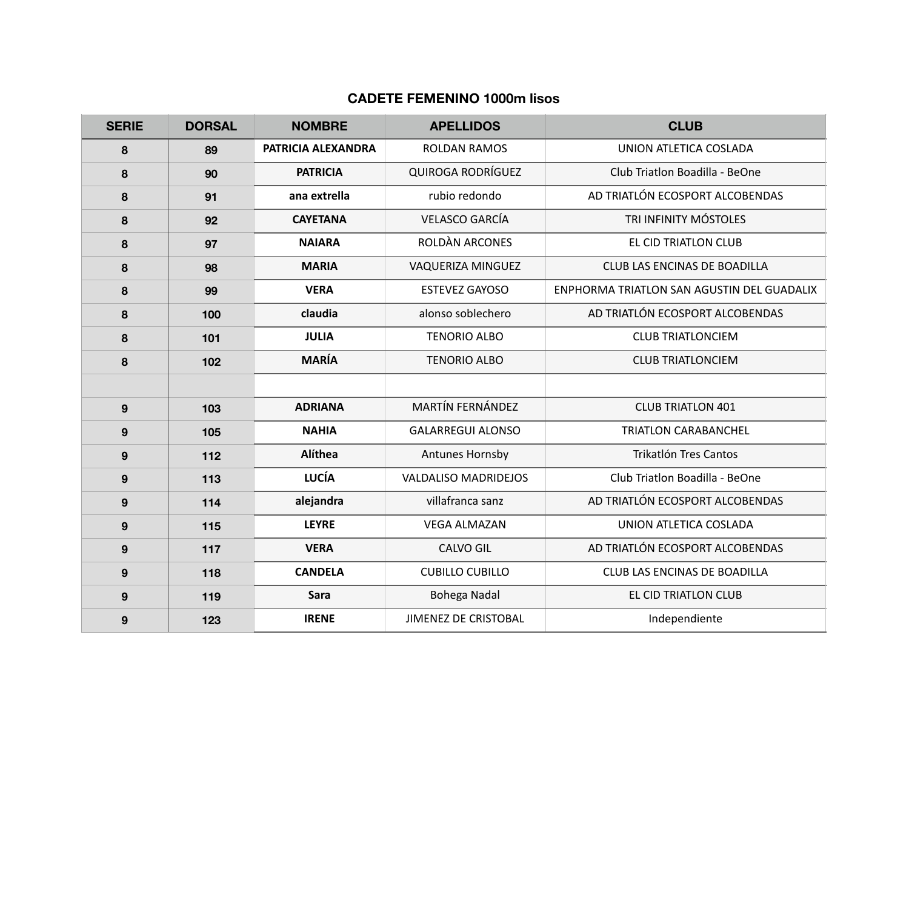## CADETE FEMENINO 1000m lisos

| SERIE | DORSAL | NOMBRE | APELLIDOS | CLUB |
|---|---|---|---|---|
| 8 | 89 | **PATRICIA ALEXANDRA** | ROLDAN RAMOS | UNION ATLETICA COSLADA |
| 8 | 90 | **PATRICIA** | QUIROGA RODRÍGUEZ | Club Triatlon Boadilla - BeOne |
| 8 | 91 | **ana extrella** | rubio redondo | AD TRIATLÓN ECOSPORT ALCOBENDAS |
| 8 | 92 | **CAYETANA** | VELASCO GARCÍA | TRI INFINITY MÓSTOLES |
| 8 | 97 | **NAIARA** | ROLDÀN ARCONES | EL CID TRIATLON CLUB |
| 8 | 98 | **MARIA** | VAQUERIZA MINGUEZ | CLUB LAS ENCINAS DE BOADILLA |
| 8 | 99 | **VERA** | ESTEVEZ GAYOSO | ENPHORMA TRIATLON SAN AGUSTIN DEL GUADALIX |
| 8 | 100 | **claudia** | alonso soblechero | AD TRIATLÓN ECOSPORT ALCOBENDAS |
| 8 | 101 | **JULIA** | TENORIO ALBO | CLUB TRIATLONCIEM |
| 8 | 102 | **MARÍA** | TENORIO ALBO | CLUB TRIATLONCIEM |
| | | | | |
| 9 | 103 | **ADRIANA** | MARTÍN FERNÁNDEZ | CLUB TRIATLON 401 |
| 9 | 105 | **NAHIA** | GALARREGUI ALONSO | TRIATLON CARABANCHEL |
| 9 | 112 | **Alíthea** | Antunes Hornsby | Trikatlón Tres Cantos |
| 9 | 113 | **LUCÍA** | VALDALISO MADRIDEJOS | Club Triatlon Boadilla - BeOne |
| 9 | 114 | **alejandra** | villafranca sanz | AD TRIATLÓN ECOSPORT ALCOBENDAS |
| 9 | 115 | **LEYRE** | VEGA ALMAZAN | UNION ATLETICA COSLADA |
| 9 | 117 | **VERA** | CALVO GIL | AD TRIATLÓN ECOSPORT ALCOBENDAS |
| 9 | 118 | **CANDELA** | CUBILLO CUBILLO | CLUB LAS ENCINAS DE BOADILLA |
| 9 | 119 | **Sara** | Bohega Nadal | EL CID TRIATLON CLUB |
| 9 | 123 | **IRENE** | JIMENEZ DE CRISTOBAL | Independiente |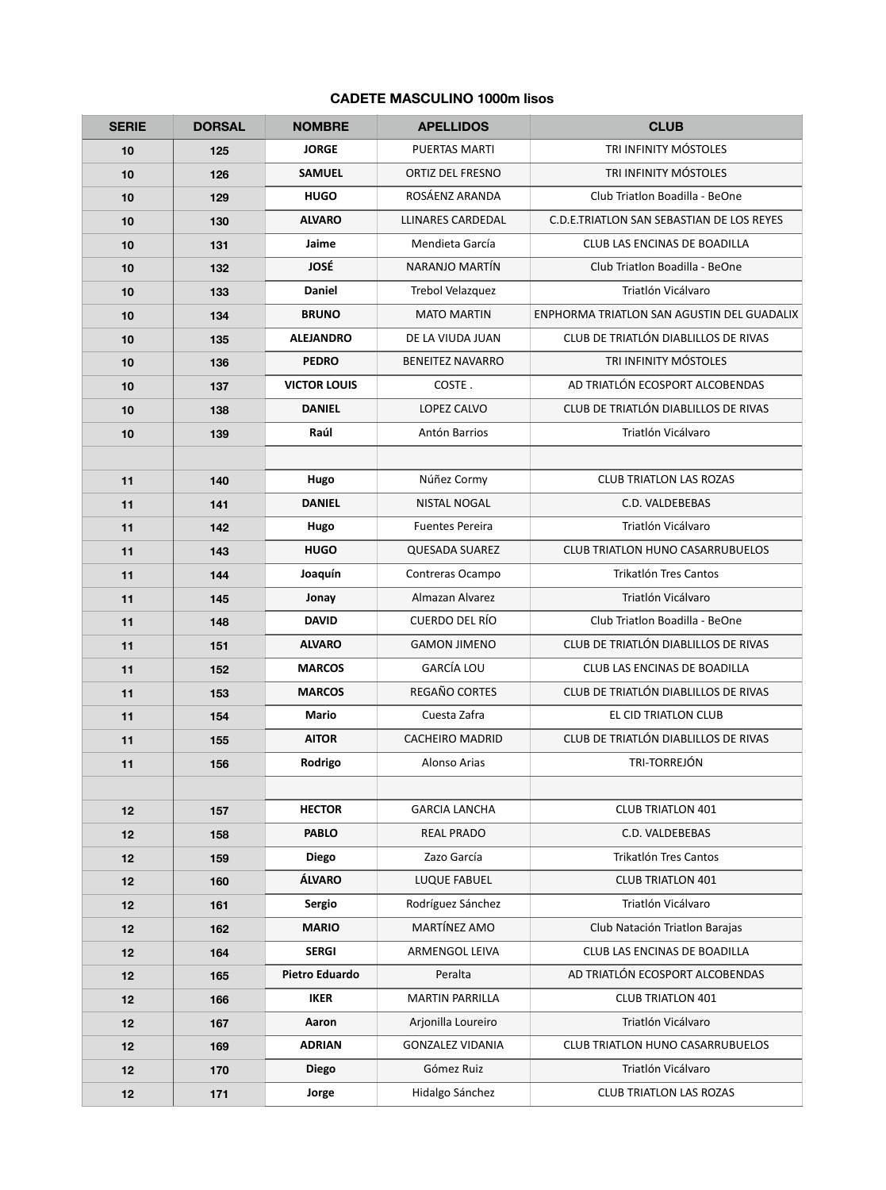### CADETE MASCULINO 1000m lisos

| SERIE | DORSAL | NOMBRE | APELLIDOS | CLUB |
|---|---|---|---|---|
| 10 | 125 | JORGE | PUERTAS MARTI | TRI INFINITY MÓSTOLES |
| 10 | 126 | SAMUEL | ORTIZ DEL FRESNO | TRI INFINITY MÓSTOLES |
| 10 | 129 | HUGO | ROSÁENZ ARANDA | Club Triatlon Boadilla - BeOne |
| 10 | 130 | ALVARO | LLINARES CARDEDAL | C.D.E.TRIATLON SAN SEBASTIAN DE LOS REYES |
| 10 | 131 | Jaime | Mendieta García | CLUB LAS ENCINAS DE BOADILLA |
| 10 | 132 | JOSÉ | NARANJO MARTÍN | Club Triatlon Boadilla - BeOne |
| 10 | 133 | Daniel | Trebol Velazquez | Triatlón Vicálvaro |
| 10 | 134 | BRUNO | MATO MARTIN | ENPHORMA TRIATLON SAN AGUSTIN DEL GUADALIX |
| 10 | 135 | ALEJANDRO | DE LA VIUDA JUAN | CLUB DE TRIATLÓN DIABLILLOS DE RIVAS |
| 10 | 136 | PEDRO | BENEITEZ NAVARRO | TRI INFINITY MÓSTOLES |
| 10 | 137 | VICTOR LOUIS | COSTE . | AD TRIATLÓN ECOSPORT ALCOBENDAS |
| 10 | 138 | DANIEL | LOPEZ CALVO | CLUB DE TRIATLÓN DIABLILLOS DE RIVAS |
| 10 | 139 | Raúl | Antón Barrios | Triatlón Vicálvaro |
| | | | | |
| 11 | 140 | Hugo | Núñez Cormy | CLUB TRIATLON LAS ROZAS |
| 11 | 141 | DANIEL | NISTAL NOGAL | C.D. VALDEBEBAS |
| 11 | 142 | Hugo | Fuentes Pereira | Triatlón Vicálvaro |
| 11 | 143 | HUGO | QUESADA SUAREZ | CLUB TRIATLON HUNO CASARRUBUELOS |
| 11 | 144 | Joaquín | Contreras Ocampo | Trikatlón Tres Cantos |
| 11 | 145 | Jonay | Almazan Alvarez | Triatlón Vicálvaro |
| 11 | 148 | DAVID | CUERDO DEL RÍO | Club Triatlon Boadilla - BeOne |
| 11 | 151 | ALVARO | GAMON JIMENO | CLUB DE TRIATLÓN DIABLILLOS DE RIVAS |
| 11 | 152 | MARCOS | GARCÍA LOU | CLUB LAS ENCINAS DE BOADILLA |
| 11 | 153 | MARCOS | REGAÑO CORTES | CLUB DE TRIATLÓN DIABLILLOS DE RIVAS |
| 11 | 154 | Mario | Cuesta Zafra | EL CID TRIATLON CLUB |
| 11 | 155 | AITOR | CACHEIRO MADRID | CLUB DE TRIATLÓN DIABLILLOS DE RIVAS |
| 11 | 156 | Rodrigo | Alonso Arias | TRI-TORREJÓN |
| | | | | |
| 12 | 157 | HECTOR | GARCIA LANCHA | CLUB TRIATLON 401 |
| 12 | 158 | PABLO | REAL PRADO | C.D. VALDEBEBAS |
| 12 | 159 | Diego | Zazo García | Trikatlón Tres Cantos |
| 12 | 160 | ÁLVARO | LUQUE FABUEL | CLUB TRIATLON 401 |
| 12 | 161 | Sergio | Rodríguez Sánchez | Triatlón Vicálvaro |
| 12 | 162 | MARIO | MARTÍNEZ AMO | Club Natación Triatlon Barajas |
| 12 | 164 | SERGI | ARMENGOL LEIVA | CLUB LAS ENCINAS DE BOADILLA |
| 12 | 165 | Pietro Eduardo | Peralta | AD TRIATLÓN ECOSPORT ALCOBENDAS |
| 12 | 166 | IKER | MARTIN PARRILLA | CLUB TRIATLON 401 |
| 12 | 167 | Aaron | Arjonilla Loureiro | Triatlón Vicálvaro |
| 12 | 169 | ADRIAN | GONZALEZ VIDANIA | CLUB TRIATLON HUNO CASARRUBUELOS |
| 12 | 170 | Diego | Gómez Ruiz | Triatlón Vicálvaro |
| 12 | 171 | Jorge | Hidalgo Sánchez | CLUB TRIATLON LAS ROZAS |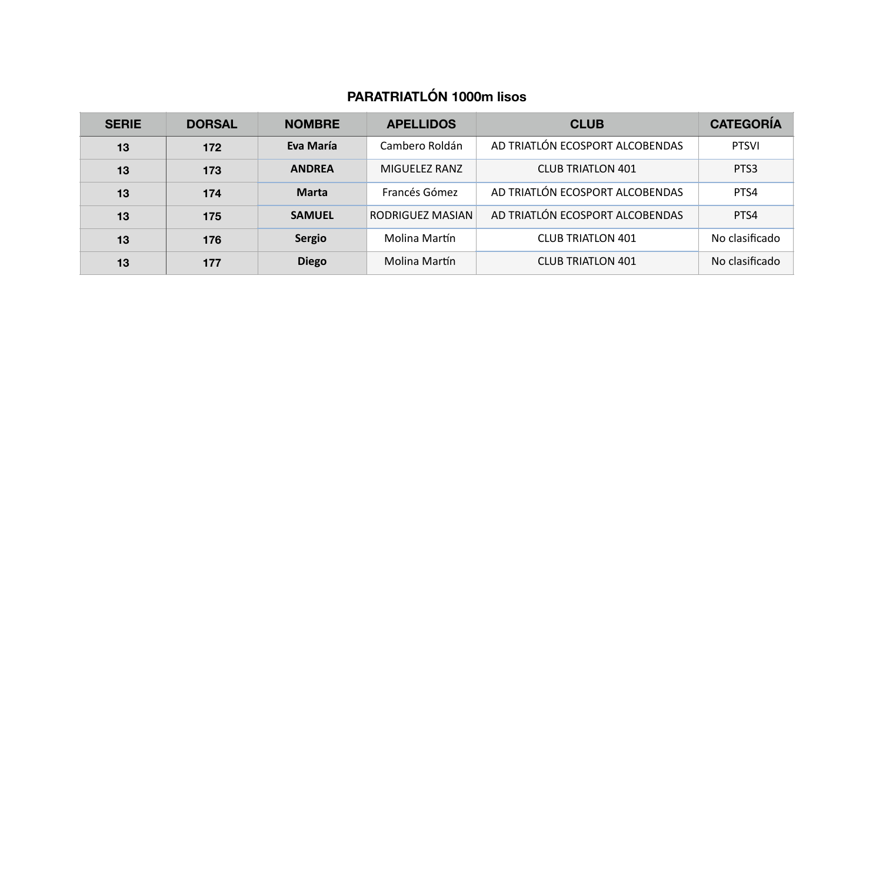## PARATRIATLÓN 1000m lisos

| SERIE | DORSAL | NOMBRE | APELLIDOS | CLUB | CATEGORÍA |
|---|---|---|---|---|---|
| 13 | 172 | Eva María | Cambero Roldán | AD TRIATLÓN ECOSPORT ALCOBENDAS | PTSVI |
| 13 | 173 | ANDREA | MIGUELEZ RANZ | CLUB TRIATLON 401 | PTS3 |
| 13 | 174 | Marta | Francés Gómez | AD TRIATLÓN ECOSPORT ALCOBENDAS | PTS4 |
| 13 | 175 | SAMUEL | RODRIGUEZ MASIAN | AD TRIATLÓN ECOSPORT ALCOBENDAS | PTS4 |
| 13 | 176 | Sergio | Molina Martín | CLUB TRIATLON 401 | No clasificado |
| 13 | 177 | Diego | Molina Martín | CLUB TRIATLON 401 | No clasificado |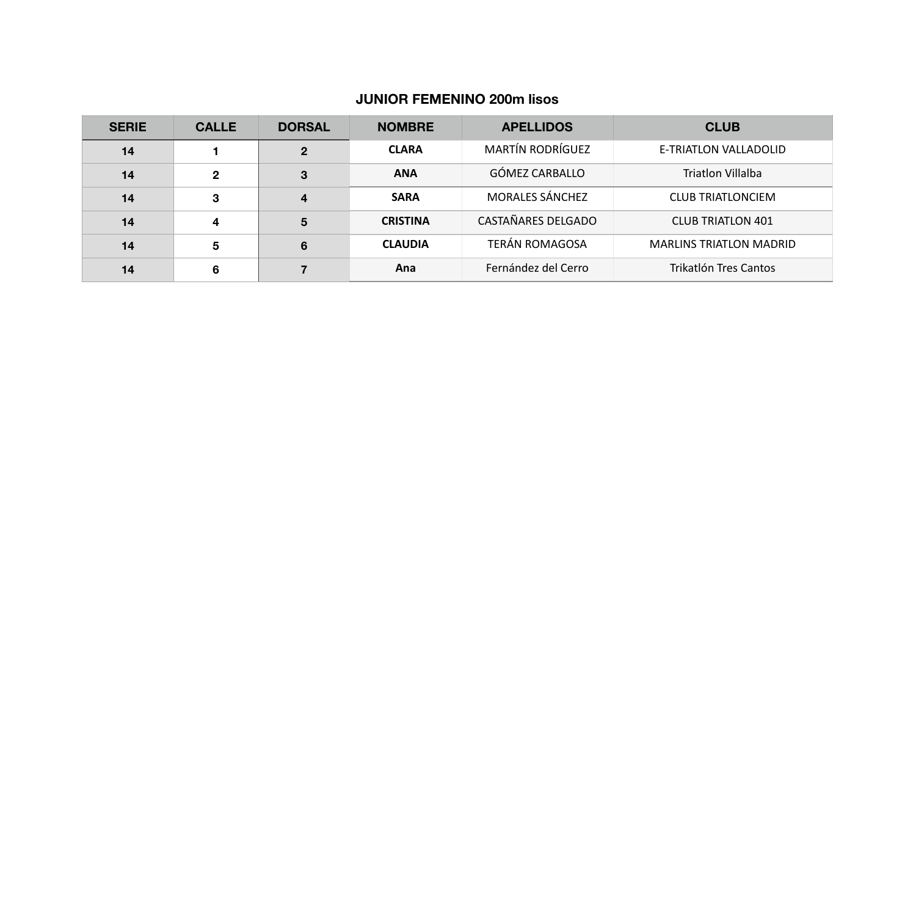### JUNIOR FEMENINO 200m lisos

| SERIE | CALLE | DORSAL | NOMBRE | APELLIDOS | CLUB |
|---|---|---|---|---|---|
| 14 | 1 | 2 | CLARA | MARTÍN RODRÍGUEZ | E-TRIATLON VALLADOLID |
| 14 | 2 | 3 | ANA | GÓMEZ CARBALLO | Triatlon Villalba |
| 14 | 3 | 4 | SARA | MORALES SÁNCHEZ | CLUB TRIATLONCIEM |
| 14 | 4 | 5 | CRISTINA | CASTAÑARES DELGADO | CLUB TRIATLON 401 |
| 14 | 5 | 6 | CLAUDIA | TERÁN ROMAGOSA | MARLINS TRIATLON MADRID |
| 14 | 6 | 7 | Ana | Fernández del Cerro | Trikatlón Tres Cantos |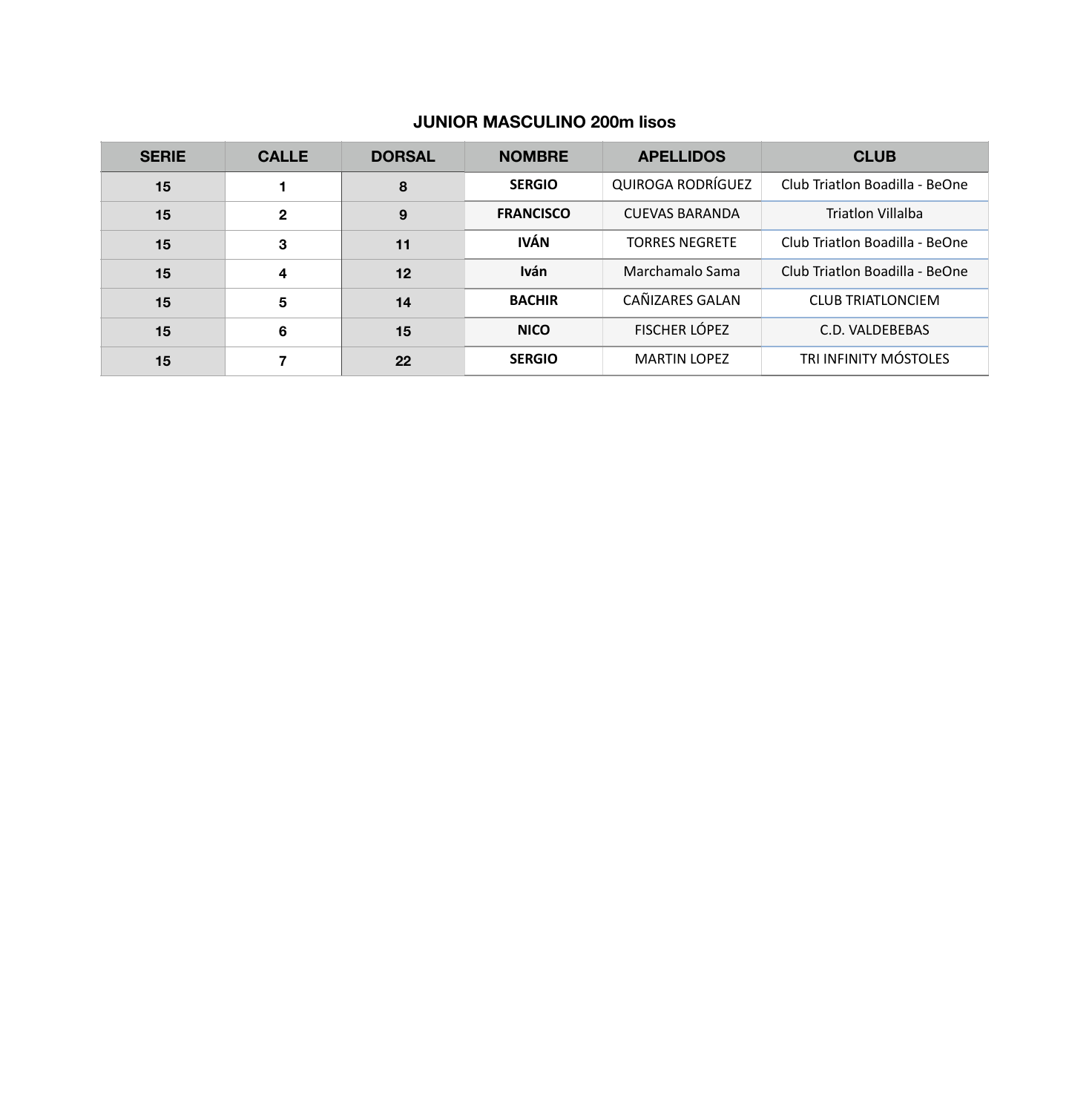## JUNIOR MASCULINO 200m lisos

| SERIE | CALLE | DORSAL | NOMBRE | APELLIDOS | CLUB |
|---|---|---|---|---|---|
| 15 | 1 | 8 | **SERGIO** | QUIROGA RODRÍGUEZ | Club Triatlon Boadilla - BeOne |
| 15 | 2 | 9 | **FRANCISCO** | CUEVAS BARANDA | Triatlon Villalba |
| 15 | 3 | 11 | **IVÁN** | TORRES NEGRETE | Club Triatlon Boadilla - BeOne |
| 15 | 4 | 12 | **Iván** | Marchamalo Sama | Club Triatlon Boadilla - BeOne |
| 15 | 5 | 14 | **BACHIR** | CAÑIZARES GALAN | CLUB TRIATLONCIEM |
| 15 | 6 | 15 | **NICO** | FISCHER LÓPEZ | C.D. VALDEBEBAS |
| 15 | 7 | 22 | **SERGIO** | MARTIN LOPEZ | TRI INFINITY MÓSTOLES |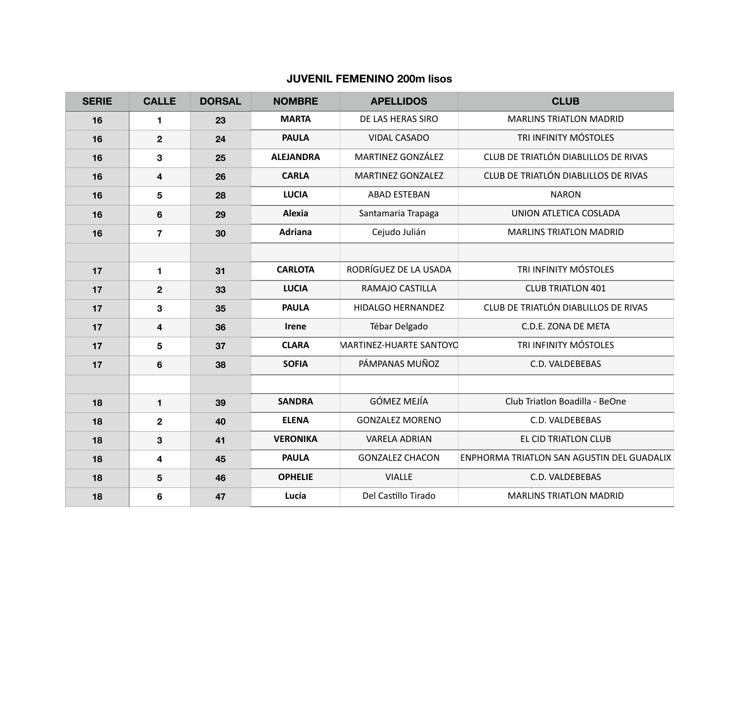## JUVENIL FEMENINO 200m lisos

| SERIE | CALLE | DORSAL | NOMBRE | APELLIDOS | CLUB |
|---|---|---|---|---|---|
| 16 | 1 | 23 | **MARTA** | DE LAS HERAS SIRO | MARLINS TRIATLON MADRID |
| 16 | 2 | 24 | **PAULA** | VIDAL CASADO | TRI INFINITY MÓSTOLES |
| 16 | 3 | 25 | **ALEJANDRA** | MARTINEZ GONZÁLEZ | CLUB DE TRIATLÓN DIABLILLOS DE RIVAS |
| 16 | 4 | 26 | **CARLA** | MARTINEZ GONZALEZ | CLUB DE TRIATLÓN DIABLILLOS DE RIVAS |
| 16 | 5 | 28 | **LUCIA** | ABAD ESTEBAN | NARON |
| 16 | 6 | 29 | **Alexia** | Santamaria Trapaga | UNION ATLETICA COSLADA |
| 16 | 7 | 30 | **Adriana** | Cejudo Julián | MARLINS TRIATLON MADRID |
| | | | | | |
| 17 | 1 | 31 | **CARLOTA** | RODRÍGUEZ DE LA USADA | TRI INFINITY MÓSTOLES |
| 17 | 2 | 33 | **LUCIA** | RAMAJO CASTILLA | CLUB TRIATLON 401 |
| 17 | 3 | 35 | **PAULA** | HIDALGO HERNANDEZ | CLUB DE TRIATLÓN DIABLILLOS DE RIVAS |
| 17 | 4 | 36 | **Irene** | Tébar Delgado | C.D.E. ZONA DE META |
| 17 | 5 | 37 | **CLARA** | MARTINEZ-HUARTE SANTOYO | TRI INFINITY MÓSTOLES |
| 17 | 6 | 38 | **SOFIA** | PÁMPANAS MUÑOZ | C.D. VALDEBEBAS |
| | | | | | |
| 18 | 1 | 39 | **SANDRA** | GÓMEZ MEJÍA | Club Triatlon Boadilla - BeOne |
| 18 | 2 | 40 | **ELENA** | GONZALEZ MORENO | C.D. VALDEBEBAS |
| 18 | 3 | 41 | **VERONIKA** | VARELA ADRIAN | EL CID TRIATLON CLUB |
| 18 | 4 | 45 | **PAULA** | GONZALEZ CHACON | ENPHORMA TRIATLON SAN AGUSTIN DEL GUADALIX |
| 18 | 5 | 46 | **OPHELIE** | VIALLE | C.D. VALDEBEBAS |
| 18 | 6 | 47 | **Lucía** | Del Castillo Tirado | MARLINS TRIATLON MADRID |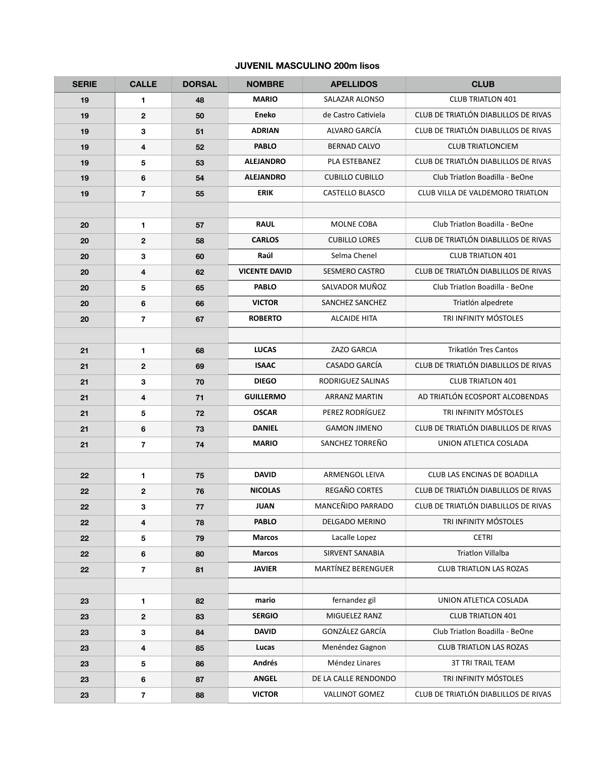## JUVENIL MASCULINO 200m lisos

| SERIE | CALLE | DORSAL | NOMBRE | APELLIDOS | CLUB |
|---|---|---|---|---|---|
| 19 | 1 | 48 | MARIO | SALAZAR ALONSO | CLUB TRIATLON 401 |
| 19 | 2 | 50 | Eneko | de Castro Cativiela | CLUB DE TRIATLÓN DIABLILLOS DE RIVAS |
| 19 | 3 | 51 | ADRIAN | ALVARO GARCÍA | CLUB DE TRIATLÓN DIABLILLOS DE RIVAS |
| 19 | 4 | 52 | PABLO | BERNAD CALVO | CLUB TRIATLONCIEM |
| 19 | 5 | 53 | ALEJANDRO | PLA ESTEBANEZ | CLUB DE TRIATLÓN DIABLILLOS DE RIVAS |
| 19 | 6 | 54 | ALEJANDRO | CUBILLO CUBILLO | Club Triatlon Boadilla - BeOne |
| 19 | 7 | 55 | ERIK | CASTELLO BLASCO | CLUB VILLA DE VALDEMORO TRIATLON |
| | | | | | |
| 20 | 1 | 57 | RAUL | MOLNE COBA | Club Triatlon Boadilla - BeOne |
| 20 | 2 | 58 | CARLOS | CUBILLO LORES | CLUB DE TRIATLÓN DIABLILLOS DE RIVAS |
| 20 | 3 | 60 | Raúl | Selma Chenel | CLUB TRIATLON 401 |
| 20 | 4 | 62 | VICENTE DAVID | SESMERO CASTRO | CLUB DE TRIATLÓN DIABLILLOS DE RIVAS |
| 20 | 5 | 65 | PABLO | SALVADOR MUÑOZ | Club Triatlon Boadilla - BeOne |
| 20 | 6 | 66 | VICTOR | SANCHEZ SANCHEZ | Triatlón alpedrete |
| 20 | 7 | 67 | ROBERTO | ALCAIDE HITA | TRI INFINITY MÓSTOLES |
| | | | | | |
| 21 | 1 | 68 | LUCAS | ZAZO GARCIA | Trikatlón Tres Cantos |
| 21 | 2 | 69 | ISAAC | CASADO GARCÍA | CLUB DE TRIATLÓN DIABLILLOS DE RIVAS |
| 21 | 3 | 70 | DIEGO | RODRIGUEZ SALINAS | CLUB TRIATLON 401 |
| 21 | 4 | 71 | GUILLERMO | ARRANZ MARTIN | AD TRIATLÓN ECOSPORT ALCOBENDAS |
| 21 | 5 | 72 | OSCAR | PEREZ RODRÍGUEZ | TRI INFINITY MÓSTOLES |
| 21 | 6 | 73 | DANIEL | GAMON JIMENO | CLUB DE TRIATLÓN DIABLILLOS DE RIVAS |
| 21 | 7 | 74 | MARIO | SANCHEZ TORREÑO | UNION ATLETICA COSLADA |
| | | | | | |
| 22 | 1 | 75 | DAVID | ARMENGOL LEIVA | CLUB LAS ENCINAS DE BOADILLA |
| 22 | 2 | 76 | NICOLAS | REGAÑO CORTES | CLUB DE TRIATLÓN DIABLILLOS DE RIVAS |
| 22 | 3 | 77 | JUAN | MANCEÑIDO PARRADO | CLUB DE TRIATLÓN DIABLILLOS DE RIVAS |
| 22 | 4 | 78 | PABLO | DELGADO MERINO | TRI INFINITY MÓSTOLES |
| 22 | 5 | 79 | Marcos | Lacalle Lopez | CETRI |
| 22 | 6 | 80 | Marcos | SIRVENT SANABIA | Triatlon Villalba |
| 22 | 7 | 81 | JAVIER | MARTÍNEZ BERENGUER | CLUB TRIATLON LAS ROZAS |
| | | | | | |
| 23 | 1 | 82 | mario | fernandez gil | UNION ATLETICA COSLADA |
| 23 | 2 | 83 | SERGIO | MIGUELEZ RANZ | CLUB TRIATLON 401 |
| 23 | 3 | 84 | DAVID | GONZÁLEZ GARCÍA | Club Triatlon Boadilla - BeOne |
| 23 | 4 | 85 | Lucas | Menéndez Gagnon | CLUB TRIATLON LAS ROZAS |
| 23 | 5 | 86 | Andrés | Méndez Linares | 3T TRI TRAIL TEAM |
| 23 | 6 | 87 | ANGEL | DE LA CALLE RENDONDO | TRI INFINITY MÓSTOLES |
| 23 | 7 | 88 | VICTOR | VALLINOT GOMEZ | CLUB DE TRIATLÓN DIABLILLOS DE RIVAS |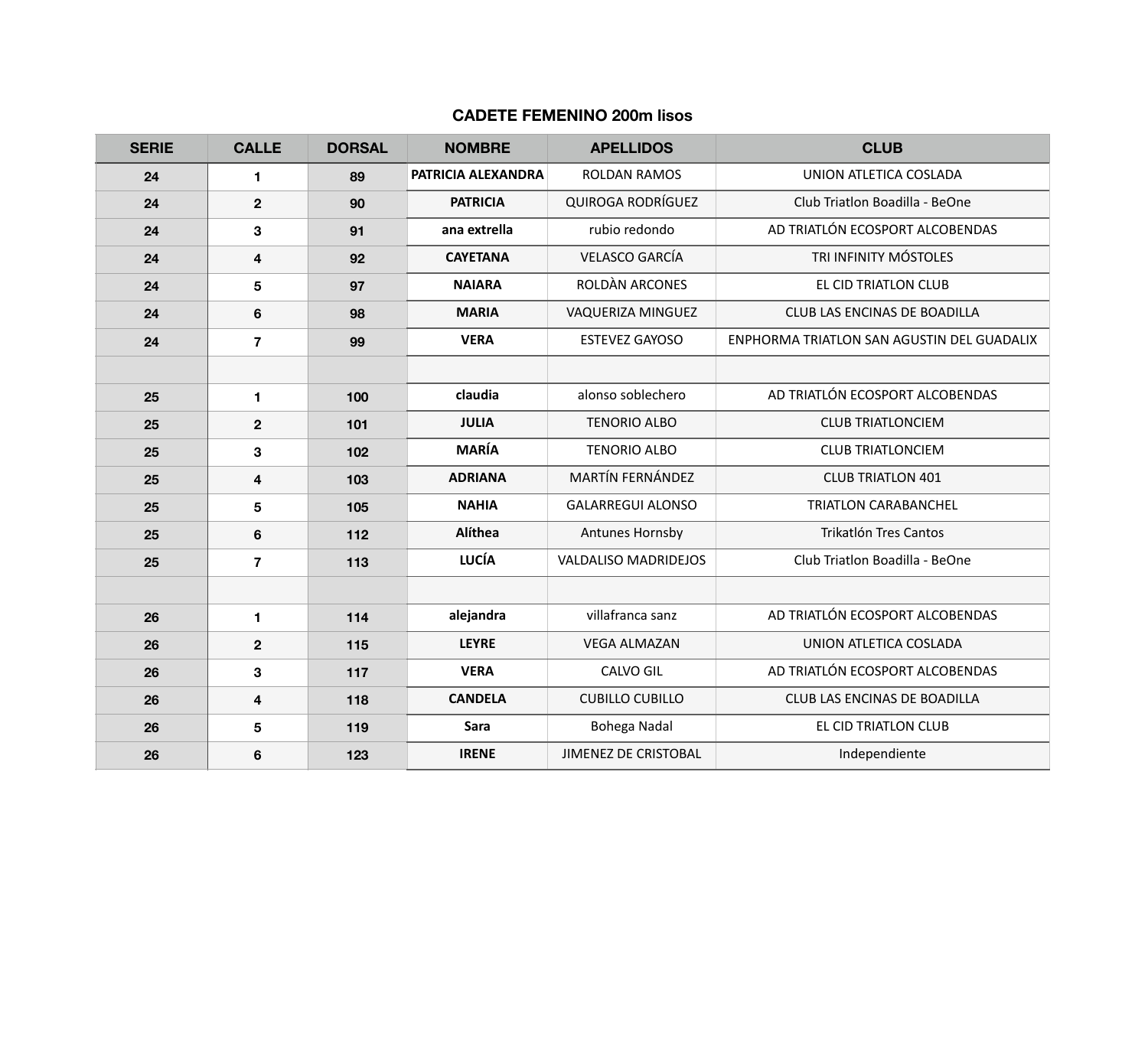## CADETE FEMENINO 200m lisos

| SERIE | CALLE | DORSAL | NOMBRE | APELLIDOS | CLUB |
|---|---|---|---|---|---|
| 24 | 1 | 89 | PATRICIA ALEXANDRA | ROLDAN RAMOS | UNION ATLETICA COSLADA |
| 24 | 2 | 90 | PATRICIA | QUIROGA RODRÍGUEZ | Club Triatlon Boadilla - BeOne |
| 24 | 3 | 91 | ana extrella | rubio redondo | AD TRIATLÓN ECOSPORT ALCOBENDAS |
| 24 | 4 | 92 | CAYETANA | VELASCO GARCÍA | TRI INFINITY MÓSTOLES |
| 24 | 5 | 97 | NAIARA | ROLDÀN ARCONES | EL CID TRIATLON CLUB |
| 24 | 6 | 98 | MARIA | VAQUERIZA MINGUEZ | CLUB LAS ENCINAS DE BOADILLA |
| 24 | 7 | 99 | VERA | ESTEVEZ GAYOSO | ENPHORMA TRIATLON SAN AGUSTIN DEL GUADALIX |
| | | | | | |
| 25 | 1 | 100 | claudia | alonso soblechero | AD TRIATLÓN ECOSPORT ALCOBENDAS |
| 25 | 2 | 101 | JULIA | TENORIO ALBO | CLUB TRIATLONCIEM |
| 25 | 3 | 102 | MARÍA | TENORIO ALBO | CLUB TRIATLONCIEM |
| 25 | 4 | 103 | ADRIANA | MARTÍN FERNÁNDEZ | CLUB TRIATLON 401 |
| 25 | 5 | 105 | NAHIA | GALARREGUI ALONSO | TRIATLON CARABANCHEL |
| 25 | 6 | 112 | Alíthea | Antunes Hornsby | Trikatlón Tres Cantos |
| 25 | 7 | 113 | LUCÍA | VALDALISO MADRIDEJOS | Club Triatlon Boadilla - BeOne |
| | | | | | |
| 26 | 1 | 114 | alejandra | villafranca sanz | AD TRIATLÓN ECOSPORT ALCOBENDAS |
| 26 | 2 | 115 | LEYRE | VEGA ALMAZAN | UNION ATLETICA COSLADA |
| 26 | 3 | 117 | VERA | CALVO GIL | AD TRIATLÓN ECOSPORT ALCOBENDAS |
| 26 | 4 | 118 | CANDELA | CUBILLO CUBILLO | CLUB LAS ENCINAS DE BOADILLA |
| 26 | 5 | 119 | Sara | Bohega Nadal | EL CID TRIATLON CLUB |
| 26 | 6 | 123 | IRENE | JIMENEZ DE CRISTOBAL | Independiente |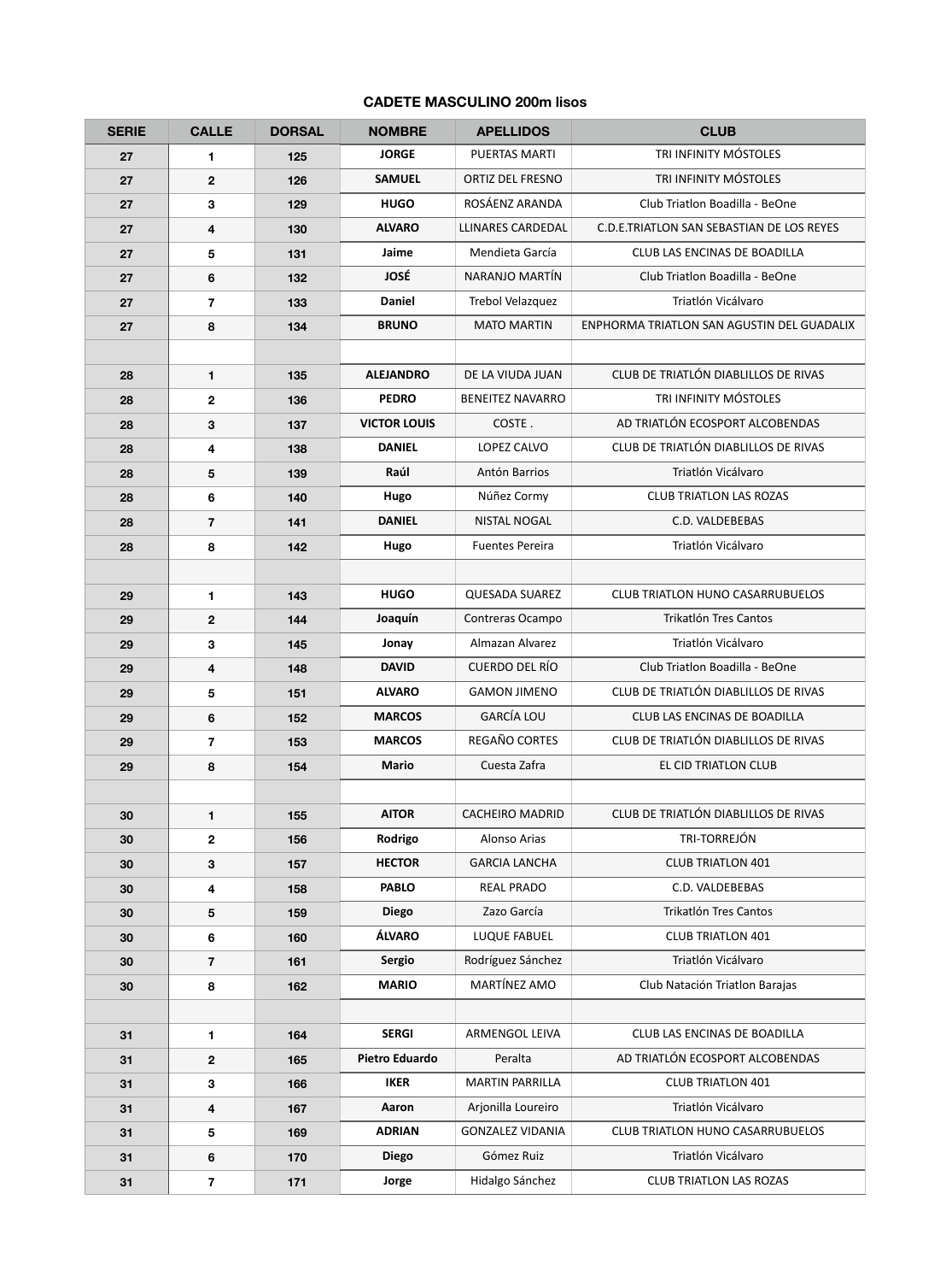### CADETE MASCULINO 200m lisos

| SERIE | CALLE | DORSAL | NOMBRE | APELLIDOS | CLUB |
|---|---|---|---|---|---|
| 27 | 1 | 125 | JORGE | PUERTAS MARTI | TRI INFINITY MÓSTOLES |
| 27 | 2 | 126 | SAMUEL | ORTIZ DEL FRESNO | TRI INFINITY MÓSTOLES |
| 27 | 3 | 129 | HUGO | ROSÁENZ ARANDA | Club Triatlon Boadilla - BeOne |
| 27 | 4 | 130 | ALVARO | LLINARES CARDEDAL | C.D.E.TRIATLON SAN SEBASTIAN DE LOS REYES |
| 27 | 5 | 131 | Jaime | Mendieta García | CLUB LAS ENCINAS DE BOADILLA |
| 27 | 6 | 132 | JOSÉ | NARANJO MARTÍN | Club Triatlon Boadilla - BeOne |
| 27 | 7 | 133 | Daniel | Trebol Velazquez | Triatlón Vicálvaro |
| 27 | 8 | 134 | BRUNO | MATO MARTIN | ENPHORMA TRIATLON SAN AGUSTIN DEL GUADALIX |
| | | | | | |
| 28 | 1 | 135 | ALEJANDRO | DE LA VIUDA JUAN | CLUB DE TRIATLÓN DIABLILLOS DE RIVAS |
| 28 | 2 | 136 | PEDRO | BENEITEZ NAVARRO | TRI INFINITY MÓSTOLES |
| 28 | 3 | 137 | VICTOR LOUIS | COSTE . | AD TRIATLÓN ECOSPORT ALCOBENDAS |
| 28 | 4 | 138 | DANIEL | LOPEZ CALVO | CLUB DE TRIATLÓN DIABLILLOS DE RIVAS |
| 28 | 5 | 139 | Raúl | Antón Barrios | Triatlón Vicálvaro |
| 28 | 6 | 140 | Hugo | Núñez Cormy | CLUB TRIATLON LAS ROZAS |
| 28 | 7 | 141 | DANIEL | NISTAL NOGAL | C.D. VALDEBEBAS |
| 28 | 8 | 142 | Hugo | Fuentes Pereira | Triatlón Vicálvaro |
| | | | | | |
| 29 | 1 | 143 | HUGO | QUESADA SUAREZ | CLUB TRIATLON HUNO CASARRUBUELOS |
| 29 | 2 | 144 | Joaquín | Contreras Ocampo | Trikatlón Tres Cantos |
| 29 | 3 | 145 | Jonay | Almazan Alvarez | Triatlón Vicálvaro |
| 29 | 4 | 148 | DAVID | CUERDO DEL RÍO | Club Triatlon Boadilla - BeOne |
| 29 | 5 | 151 | ALVARO | GAMON JIMENO | CLUB DE TRIATLÓN DIABLILLOS DE RIVAS |
| 29 | 6 | 152 | MARCOS | GARCÍA LOU | CLUB LAS ENCINAS DE BOADILLA |
| 29 | 7 | 153 | MARCOS | REGAÑO CORTES | CLUB DE TRIATLÓN DIABLILLOS DE RIVAS |
| 29 | 8 | 154 | Mario | Cuesta Zafra | EL CID TRIATLON CLUB |
| | | | | | |
| 30 | 1 | 155 | AITOR | CACHEIRO MADRID | CLUB DE TRIATLÓN DIABLILLOS DE RIVAS |
| 30 | 2 | 156 | Rodrigo | Alonso Arias | TRI-TORREJÓN |
| 30 | 3 | 157 | HECTOR | GARCIA LANCHA | CLUB TRIATLON 401 |
| 30 | 4 | 158 | PABLO | REAL PRADO | C.D. VALDEBEBAS |
| 30 | 5 | 159 | Diego | Zazo García | Trikatlón Tres Cantos |
| 30 | 6 | 160 | ÁLVARO | LUQUE FABUEL | CLUB TRIATLON 401 |
| 30 | 7 | 161 | Sergio | Rodríguez Sánchez | Triatlón Vicálvaro |
| 30 | 8 | 162 | MARIO | MARTÍNEZ AMO | Club Natación Triatlon Barajas |
| | | | | | |
| 31 | 1 | 164 | SERGI | ARMENGOL LEIVA | CLUB LAS ENCINAS DE BOADILLA |
| 31 | 2 | 165 | Pietro Eduardo | Peralta | AD TRIATLÓN ECOSPORT ALCOBENDAS |
| 31 | 3 | 166 | IKER | MARTIN PARRILLA | CLUB TRIATLON 401 |
| 31 | 4 | 167 | Aaron | Arjonilla Loureiro | Triatlón Vicálvaro |
| 31 | 5 | 169 | ADRIAN | GONZALEZ VIDANIA | CLUB TRIATLON HUNO CASARRUBUELOS |
| 31 | 6 | 170 | Diego | Gómez Ruiz | Triatlón Vicálvaro |
| 31 | 7 | 171 | Jorge | Hidalgo Sánchez | CLUB TRIATLON LAS ROZAS |